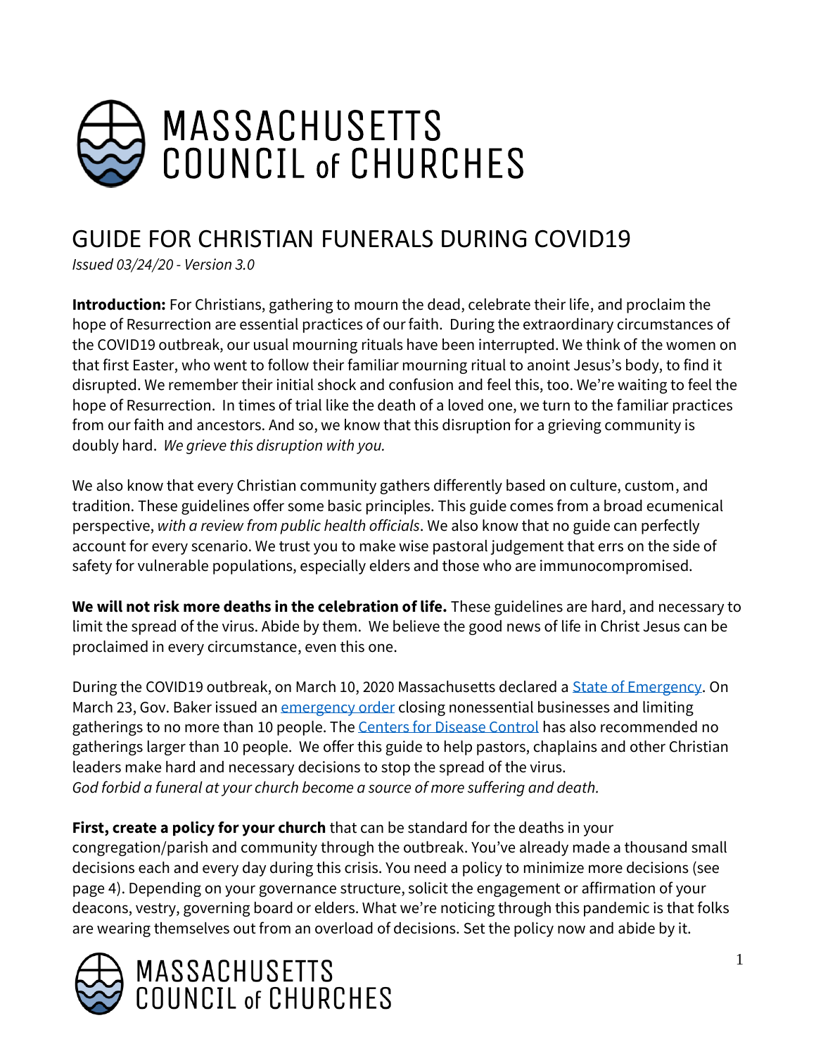# MASSACHUSETTS COUNCIL of CHURCHES

## GUIDE FOR CHRISTIAN FUNERALS DURING COVID19

*Issued 03/24/20 - Version 3.0*

**Introduction:** For Christians, gathering to mourn the dead, celebrate their life, and proclaim the hope of Resurrection are essential practices of our faith. During the extraordinary circumstances of the COVID19 outbreak, our usual mourning rituals have been interrupted. We think of the women on that first Easter, who went to follow their familiar mourning ritual to anoint Jesus's body, to find it disrupted. We remember their initial shock and confusion and feel this, too. We're waiting to feel the hope of Resurrection. In times of trial like the death of a loved one, we turn to the familiar practices from our faith and ancestors. And so, we know that this disruption for a grieving community is doubly hard. *We grieve this disruption with you.*

We also know that every Christian community gathers differently based on culture, custom, and tradition. These guidelines offer some basic principles. This guide comes from a broad ecumenical perspective, *with a review from public health officials*. We also know that no guide can perfectly account for every scenario. We trust you to make wise pastoral judgement that errs on the side of safety for vulnerable populations, especially elders and those who are immunocompromised.

**We will not risk more deaths in the celebration of life.** These guidelines are hard, and necessary to limit the spread of the virus. Abide by them. We believe the good news of life in Christ Jesus can be proclaimed in every circumstance, even this one.

During the COVID19 outbreak, on March 10, 2020 Massachusetts declared a State of Emergency. On March 23, Gov. Baker issued an emergency order closing nonessential businesses and limiting gatherings to no more than 10 people. The Centers for Disease Control has also recommended no gatherings larger than 10 people. We offer this guide to help pastors, chaplains and other Christian leaders make hard and necessary decisions to stop the spread of the virus.
*God forbid a funeral at your church become a source of more suffering and death.*

**First, create a policy for your church** that can be standard for the deaths in your congregation/parish and community through the outbreak. You've already made a thousand small decisions each and every day during this crisis. You need a policy to minimize more decisions (see page 4). Depending on your governance structure, solicit the engagement or affirmation of your deacons, vestry, governing board or elders. What we're noticing through this pandemic is that folks are wearing themselves out from an overload of decisions. Set the policy now and abide by it.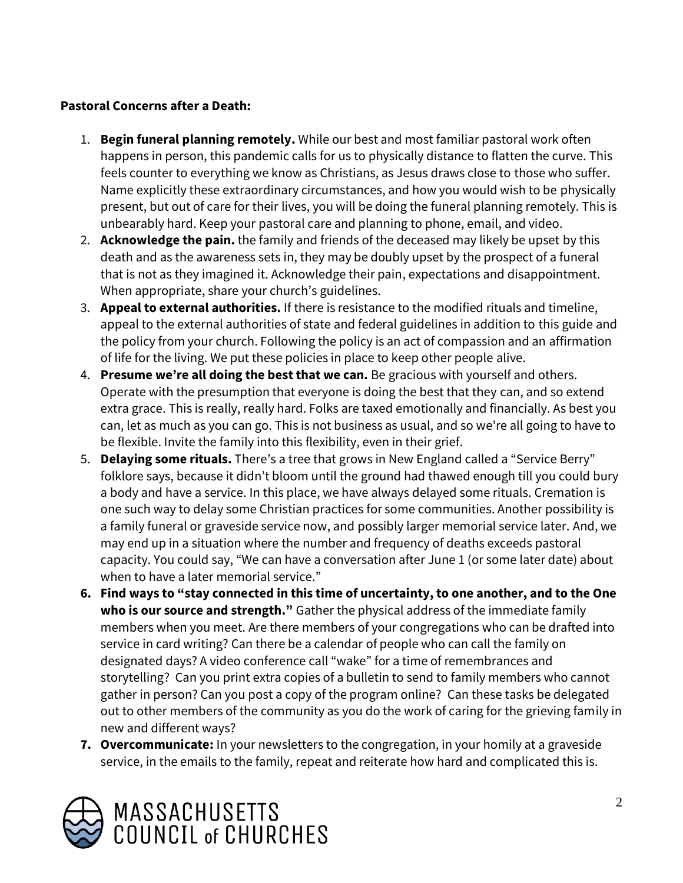**Pastoral Concerns after a Death:**

1. **Begin funeral planning remotely.** While our best and most familiar pastoral work often happens in person, this pandemic calls for us to physically distance to flatten the curve. This feels counter to everything we know as Christians, as Jesus draws close to those who suffer. Name explicitly these extraordinary circumstances, and how you would wish to be physically present, but out of care for their lives, you will be doing the funeral planning remotely. This is unbearably hard. Keep your pastoral care and planning to phone, email, and video.
2. **Acknowledge the pain.** the family and friends of the deceased may likely be upset by this death and as the awareness sets in, they may be doubly upset by the prospect of a funeral that is not as they imagined it. Acknowledge their pain, expectations and disappointment. When appropriate, share your church's guidelines.
3. **Appeal to external authorities.** If there is resistance to the modified rituals and timeline, appeal to the external authorities of state and federal guidelines in addition to this guide and the policy from your church. Following the policy is an act of compassion and an affirmation of life for the living. We put these policies in place to keep other people alive.
4. **Presume we're all doing the best that we can.** Be gracious with yourself and others. Operate with the presumption that everyone is doing the best that they can, and so extend extra grace. This is really, really hard. Folks are taxed emotionally and financially. As best you can, let as much as you can go. This is not business as usual, and so we're all going to have to be flexible. Invite the family into this flexibility, even in their grief.
5. **Delaying some rituals.** There's a tree that grows in New England called a "Service Berry" folklore says, because it didn't bloom until the ground had thawed enough till you could bury a body and have a service. In this place, we have always delayed some rituals. Cremation is one such way to delay some Christian practices for some communities. Another possibility is a family funeral or graveside service now, and possibly larger memorial service later. And, we may end up in a situation where the number and frequency of deaths exceeds pastoral capacity. You could say, "We can have a conversation after June 1 (or some later date) about when to have a later memorial service."
6. **Find ways to "stay connected in this time of uncertainty, to one another, and to the One who is our source and strength."** Gather the physical address of the immediate family members when you meet. Are there members of your congregations who can be drafted into service in card writing? Can there be a calendar of people who can call the family on designated days? A video conference call "wake" for a time of remembrances and storytelling? Can you print extra copies of a bulletin to send to family members who cannot gather in person? Can you post a copy of the program online? Can these tasks be delegated out to other members of the community as you do the work of caring for the grieving family in new and different ways?
7. **Overcommunicate:** In your newsletters to the congregation, in your homily at a graveside service, in the emails to the family, repeat and reiterate how hard and complicated this is.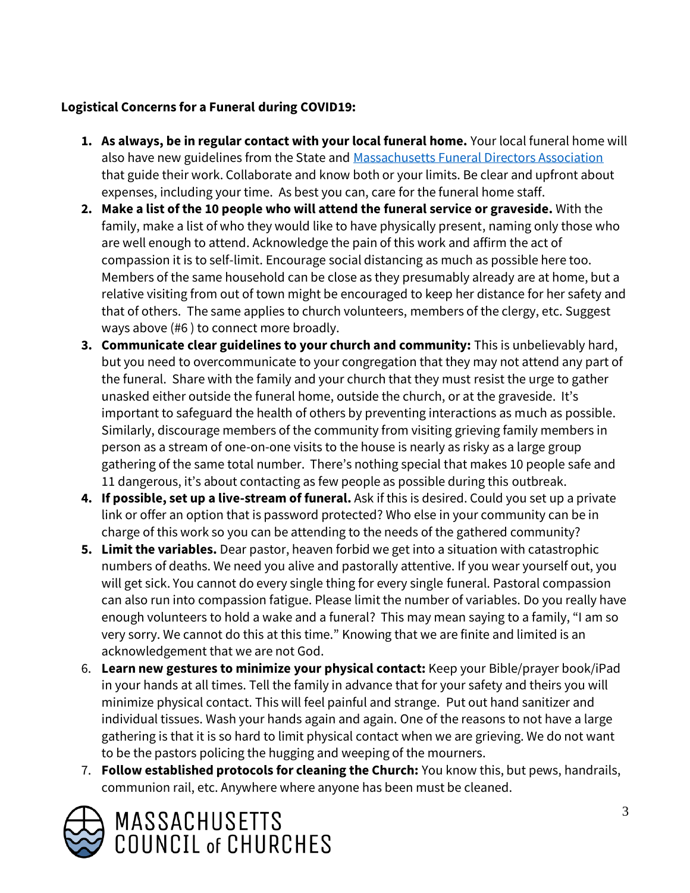**Logistical Concerns for a Funeral during COVID19:**

1. **As always, be in regular contact with your local funeral home.** Your local funeral home will also have new guidelines from the State and [Massachusetts Funeral Directors Association]() that guide their work. Collaborate and know both or your limits. Be clear and upfront about expenses, including your time. As best you can, care for the funeral home staff.
2. **Make a list of the 10 people who will attend the funeral service or graveside.** With the family, make a list of who they would like to have physically present, naming only those who are well enough to attend. Acknowledge the pain of this work and affirm the act of compassion it is to self-limit. Encourage social distancing as much as possible here too. Members of the same household can be close as they presumably already are at home, but a relative visiting from out of town might be encouraged to keep her distance for her safety and that of others. The same applies to church volunteers, members of the clergy, etc. Suggest ways above (#6 ) to connect more broadly.
3. **Communicate clear guidelines to your church and community:** This is unbelievably hard, but you need to overcommunicate to your congregation that they may not attend any part of the funeral. Share with the family and your church that they must resist the urge to gather unasked either outside the funeral home, outside the church, or at the graveside. It's important to safeguard the health of others by preventing interactions as much as possible. Similarly, discourage members of the community from visiting grieving family members in person as a stream of one-on-one visits to the house is nearly as risky as a large group gathering of the same total number. There's nothing special that makes 10 people safe and 11 dangerous, it's about contacting as few people as possible during this outbreak.
4. **If possible, set up a live-stream of funeral.** Ask if this is desired. Could you set up a private link or offer an option that is password protected? Who else in your community can be in charge of this work so you can be attending to the needs of the gathered community?
5. **Limit the variables.** Dear pastor, heaven forbid we get into a situation with catastrophic numbers of deaths. We need you alive and pastorally attentive. If you wear yourself out, you will get sick. You cannot do every single thing for every single funeral. Pastoral compassion can also run into compassion fatigue. Please limit the number of variables. Do you really have enough volunteers to hold a wake and a funeral? This may mean saying to a family, "I am so very sorry. We cannot do this at this time." Knowing that we are finite and limited is an acknowledgement that we are not God.
6. **Learn new gestures to minimize your physical contact:** Keep your Bible/prayer book/iPad in your hands at all times. Tell the family in advance that for your safety and theirs you will minimize physical contact. This will feel painful and strange. Put out hand sanitizer and individual tissues. Wash your hands again and again. One of the reasons to not have a large gathering is that it is so hard to limit physical contact when we are grieving. We do not want to be the pastors policing the hugging and weeping of the mourners.
7. **Follow established protocols for cleaning the Church:** You know this, but pews, handrails, communion rail, etc. Anywhere where anyone has been must be cleaned.

MASSACHUSETTS COUNCIL of CHURCHES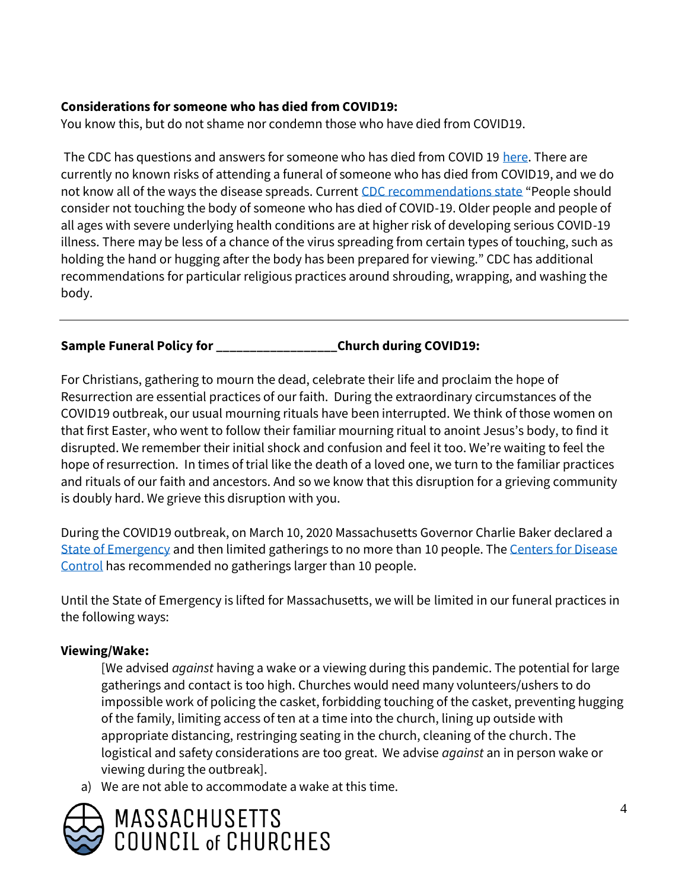**Considerations for someone who has died from COVID19:**

You know this, but do not shame nor condemn those who have died from COVID19.

The CDC has questions and answers for someone who has died from COVID 19 here. There are currently no known risks of attending a funeral of someone who has died from COVID19, and we do not know all of the ways the disease spreads. Current CDC recommendations state "People should consider not touching the body of someone who has died of COVID-19. Older people and people of all ages with severe underlying health conditions are at higher risk of developing serious COVID-19 illness. There may be less of a chance of the virus spreading from certain types of touching, such as holding the hand or hugging after the body has been prepared for viewing." CDC has additional recommendations for particular religious practices around shrouding, wrapping, and washing the body.

---

**Sample Funeral Policy for _________________Church during COVID19:**

For Christians, gathering to mourn the dead, celebrate their life and proclaim the hope of Resurrection are essential practices of our faith. During the extraordinary circumstances of the COVID19 outbreak, our usual mourning rituals have been interrupted. We think of those women on that first Easter, who went to follow their familiar mourning ritual to anoint Jesus's body, to find it disrupted. We remember their initial shock and confusion and feel it too. We're waiting to feel the hope of resurrection. In times of trial like the death of a loved one, we turn to the familiar practices and rituals of our faith and ancestors. And so we know that this disruption for a grieving community is doubly hard. We grieve this disruption with you.

During the COVID19 outbreak, on March 10, 2020 Massachusetts Governor Charlie Baker declared a State of Emergency and then limited gatherings to no more than 10 people. The Centers for Disease Control has recommended no gatherings larger than 10 people.

Until the State of Emergency is lifted for Massachusetts, we will be limited in our funeral practices in the following ways:

**Viewing/Wake:**

[We advised *against* having a wake or a viewing during this pandemic. The potential for large gatherings and contact is too high. Churches would need many volunteers/ushers to do impossible work of policing the casket, forbidding touching of the casket, preventing hugging of the family, limiting access of ten at a time into the church, lining up outside with appropriate distancing, restringing seating in the church, cleaning of the church. The logistical and safety considerations are too great. We advise *against* an in person wake or viewing during the outbreak].

a) We are not able to accommodate a wake at this time.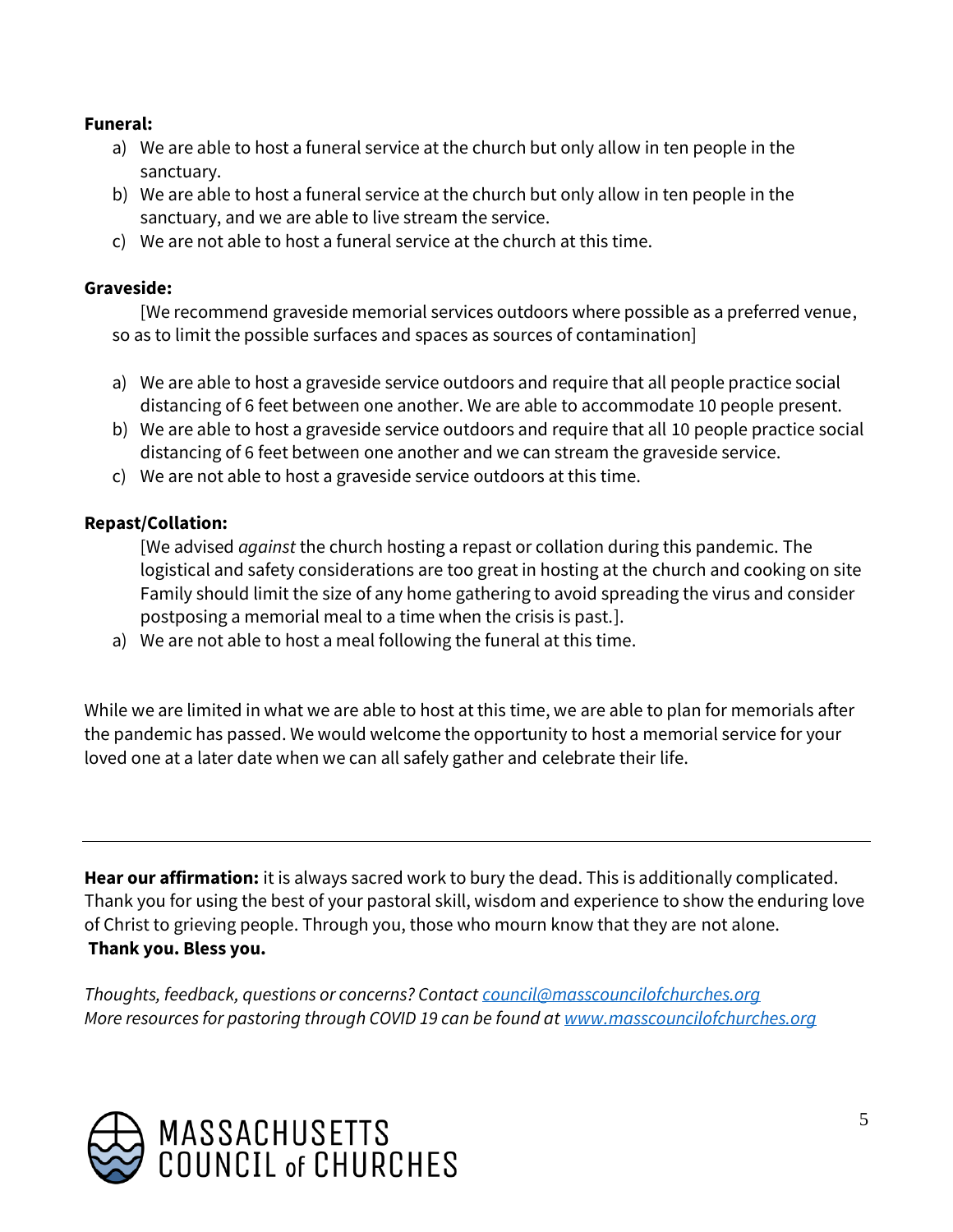**Funeral:**

a) We are able to host a funeral service at the church but only allow in ten people in the sanctuary.
b) We are able to host a funeral service at the church but only allow in ten people in the sanctuary, and we are able to live stream the service.
c) We are not able to host a funeral service at the church at this time.

**Graveside:**

[We recommend graveside memorial services outdoors where possible as a preferred venue, so as to limit the possible surfaces and spaces as sources of contamination]

a) We are able to host a graveside service outdoors and require that all people practice social distancing of 6 feet between one another. We are able to accommodate 10 people present.
b) We are able to host a graveside service outdoors and require that all 10 people practice social distancing of 6 feet between one another and we can stream the graveside service.
c) We are not able to host a graveside service outdoors at this time.

**Repast/Collation:**

[We advised *against* the church hosting a repast or collation during this pandemic. The logistical and safety considerations are too great in hosting at the church and cooking on site Family should limit the size of any home gathering to avoid spreading the virus and consider postposing a memorial meal to a time when the crisis is past.].

a) We are not able to host a meal following the funeral at this time.

While we are limited in what we are able to host at this time, we are able to plan for memorials after the pandemic has passed. We would welcome the opportunity to host a memorial service for your loved one at a later date when we can all safely gather and celebrate their life.

---

**Hear our affirmation:** it is always sacred work to bury the dead. This is additionally complicated. Thank you for using the best of your pastoral skill, wisdom and experience to show the enduring love of Christ to grieving people. Through you, those who mourn know that they are not alone.
**Thank you. Bless you.**

*Thoughts, feedback, questions or concerns? Contact [council@masscouncilofchurches.org](mailto:council@masscouncilofchurches.org)*
*More resources for pastoring through COVID 19 can be found at [www.masscouncilofchurches.org](http://www.masscouncilofchurches.org)*

MASSACHUSETTS COUNCIL of CHURCHES